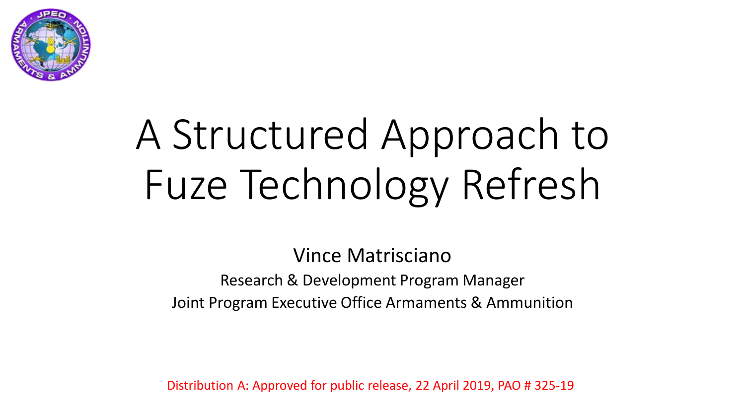# A Structured Approach to Fuze Technology Refresh

Vince Matrisciano

Research & Development Program Manager

Joint Program Executive Office Armaments & Ammunition

Distribution A: Approved for public release, 22 April 2019, PAO # 325-19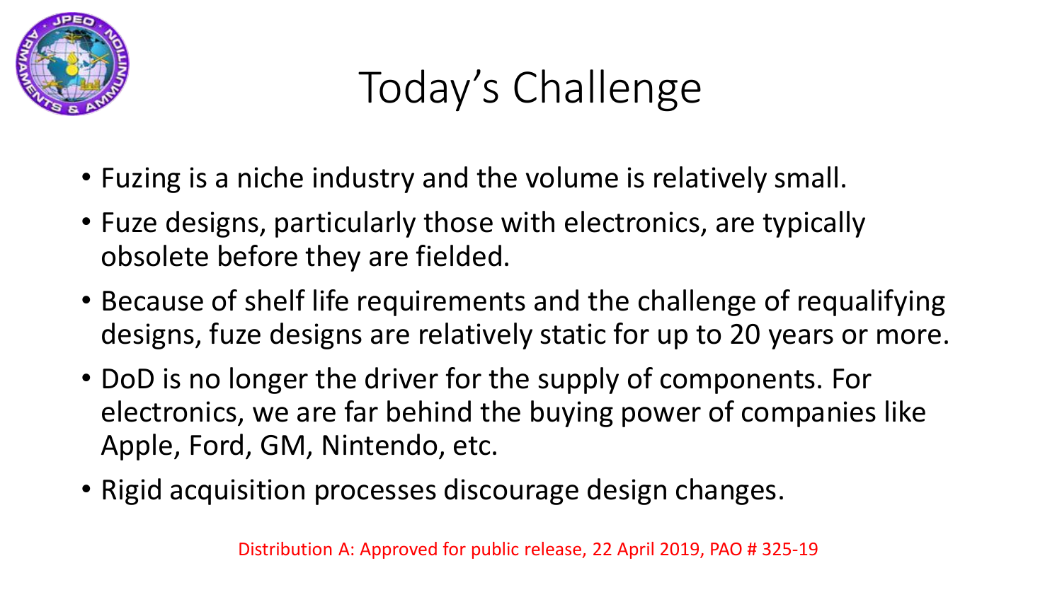# Today's Challenge

- Fuzing is a niche industry and the volume is relatively small.
- Fuze designs, particularly those with electronics, are typically obsolete before they are fielded.
- Because of shelf life requirements and the challenge of requalifying designs, fuze designs are relatively static for up to 20 years or more.
- DoD is no longer the driver for the supply of components. For electronics, we are far behind the buying power of companies like Apple, Ford, GM, Nintendo, etc.
- Rigid acquisition processes discourage design changes.

Distribution A: Approved for public release, 22 April 2019, PAO # 325-19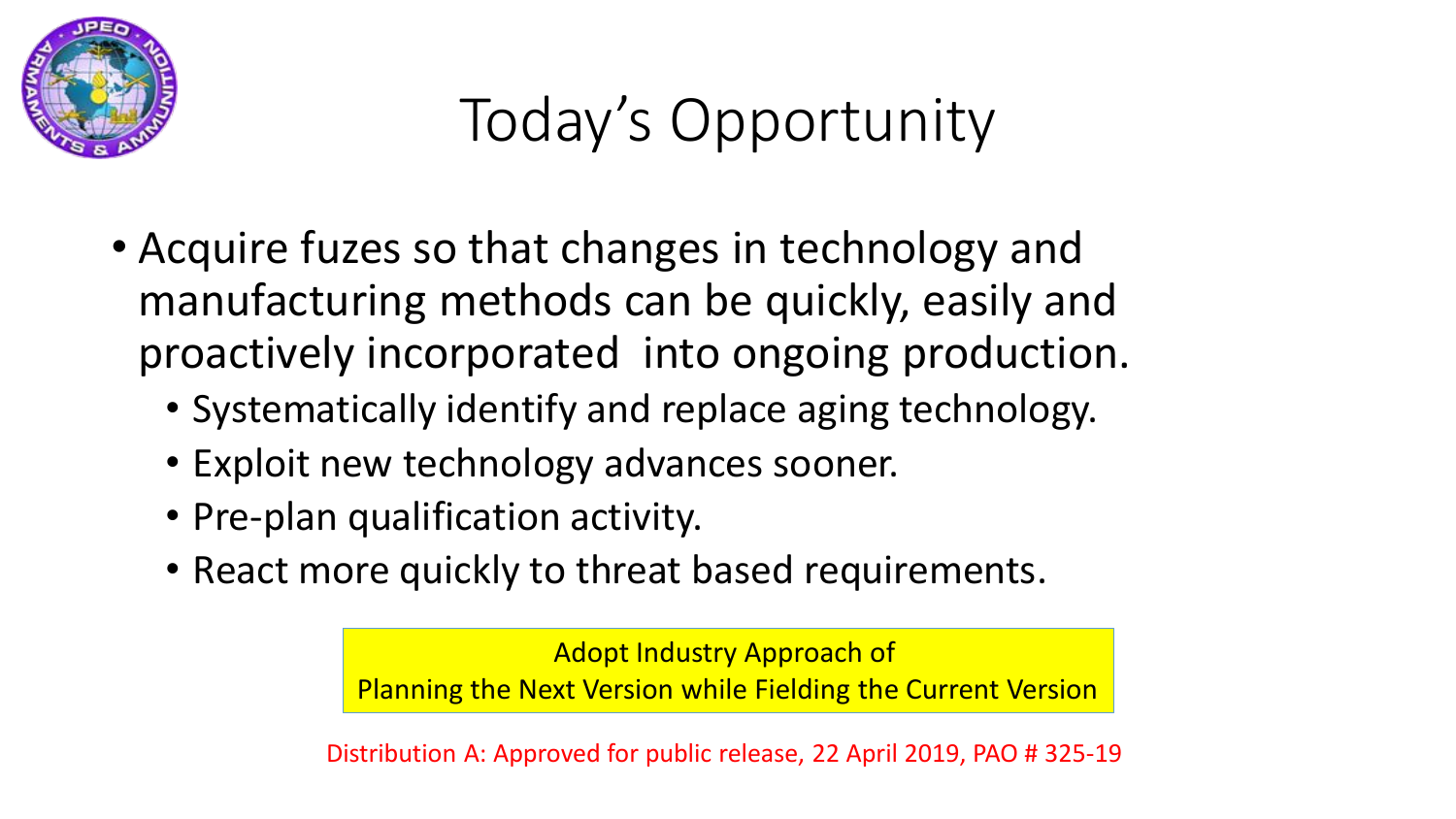# Today's Opportunity

- Acquire fuzes so that changes in technology and manufacturing methods can be quickly, easily and proactively incorporated into ongoing production.
  - Systematically identify and replace aging technology.
  - Exploit new technology advances sooner.
  - Pre-plan qualification activity.
  - React more quickly to threat based requirements.

**Adopt Industry Approach of Planning the Next Version while Fielding the Current Version**

Distribution A: Approved for public release, 22 April 2019, PAO # 325-19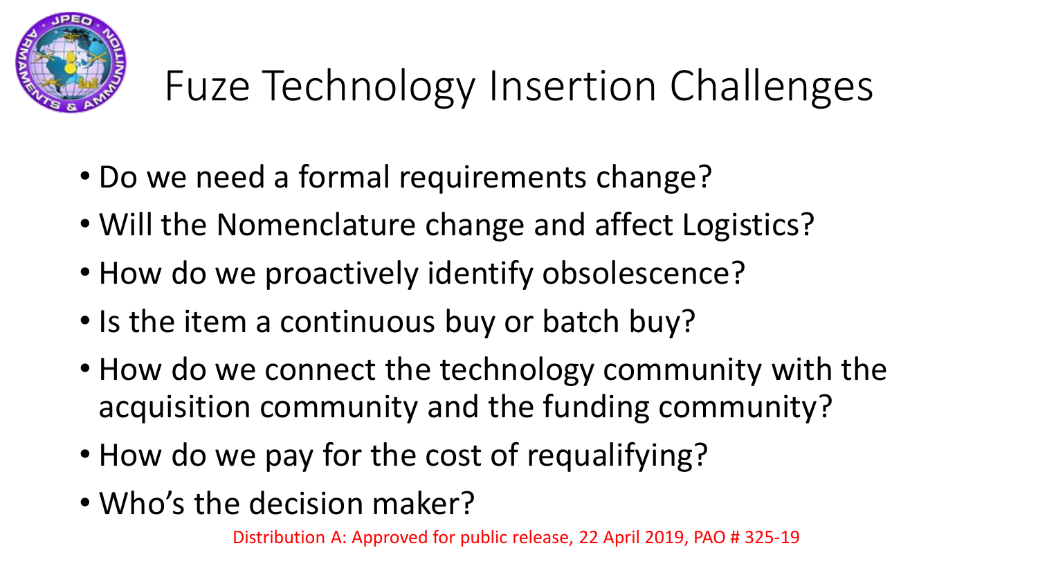# Fuze Technology Insertion Challenges

- Do we need a formal requirements change?
- Will the Nomenclature change and affect Logistics?
- How do we proactively identify obsolescence?
- Is the item a continuous buy or batch buy?
- How do we connect the technology community with the acquisition community and the funding community?
- How do we pay for the cost of requalifying?
- Who's the decision maker?

Distribution A: Approved for public release, 22 April 2019, PAO # 325-19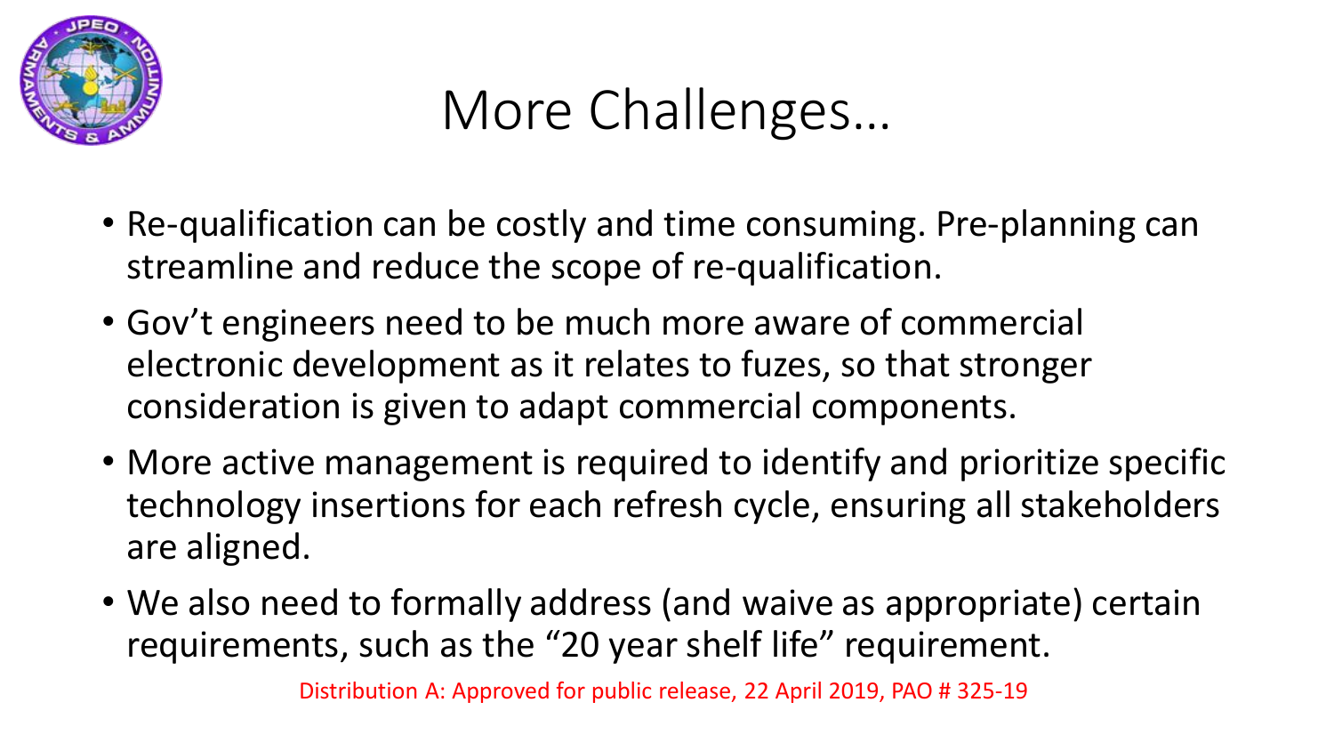# More Challenges…

- Re-qualification can be costly and time consuming. Pre-planning can streamline and reduce the scope of re-qualification.
- Gov't engineers need to be much more aware of commercial electronic development as it relates to fuzes, so that stronger consideration is given to adapt commercial components.
- More active management is required to identify and prioritize specific technology insertions for each refresh cycle, ensuring all stakeholders are aligned.
- We also need to formally address (and waive as appropriate) certain requirements, such as the "20 year shelf life" requirement.

Distribution A: Approved for public release, 22 April 2019, PAO # 325-19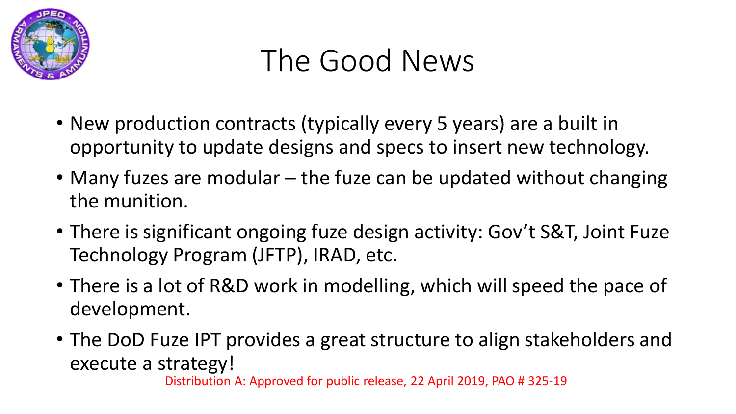# The Good News

- New production contracts (typically every 5 years) are a built in opportunity to update designs and specs to insert new technology.
- Many fuzes are modular – the fuze can be updated without changing the munition.
- There is significant ongoing fuze design activity: Gov't S&T, Joint Fuze Technology Program (JFTP), IRAD, etc.
- There is a lot of R&D work in modelling, which will speed the pace of development.
- The DoD Fuze IPT provides a great structure to align stakeholders and execute a strategy!

Distribution A: Approved for public release, 22 April 2019, PAO # 325-19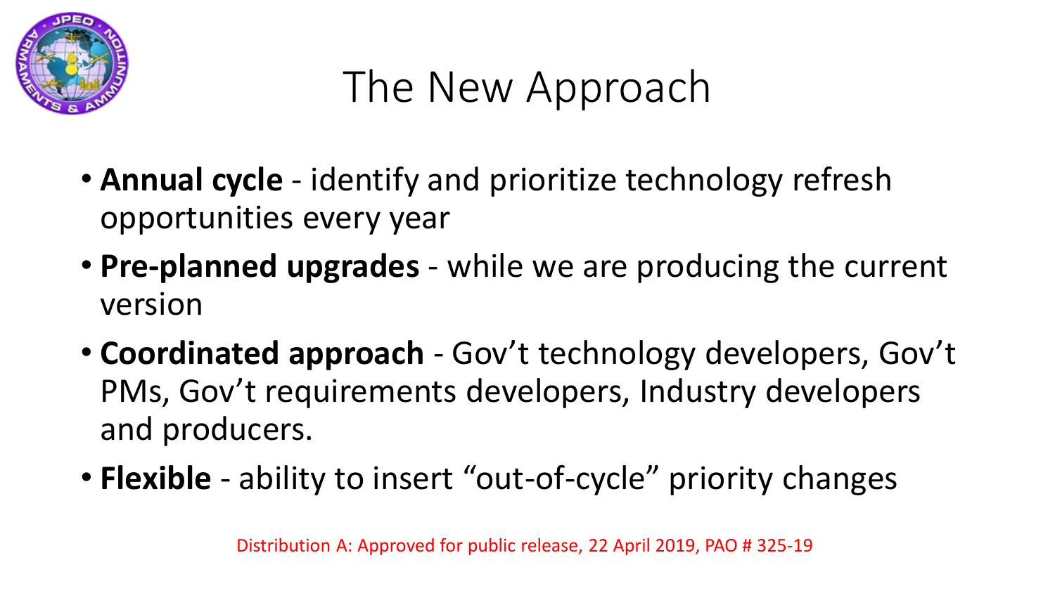# The New Approach

- **Annual cycle** - identify and prioritize technology refresh opportunities every year
- **Pre-planned upgrades** - while we are producing the current version
- **Coordinated approach** - Gov't technology developers, Gov't PMs, Gov't requirements developers, Industry developers and producers.
- **Flexible** - ability to insert "out-of-cycle" priority changes

Distribution A: Approved for public release, 22 April 2019, PAO # 325-19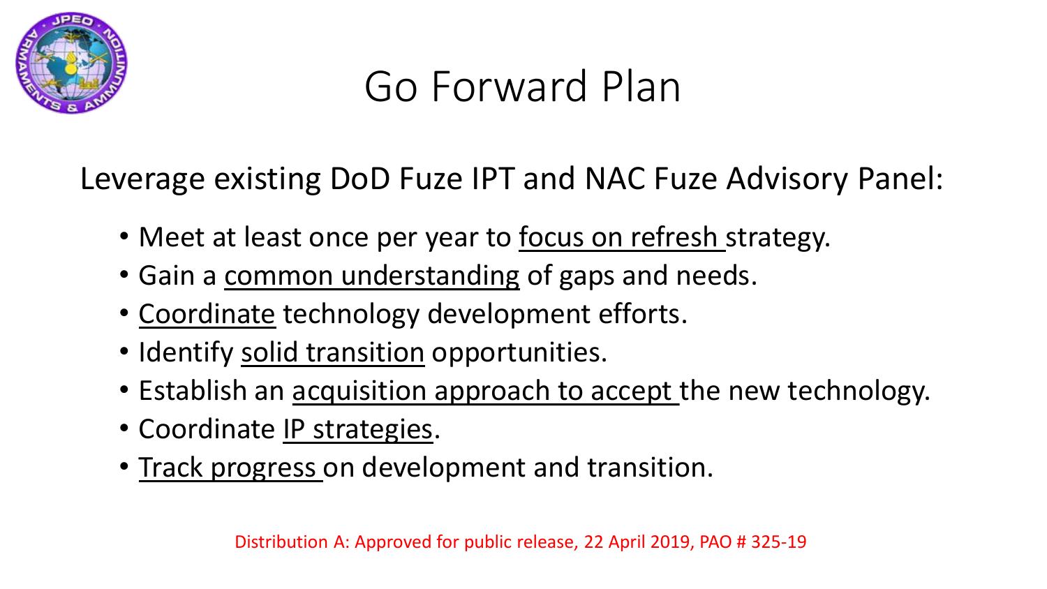# Go Forward Plan

Leverage existing DoD Fuze IPT and NAC Fuze Advisory Panel:

- Meet at least once per year to <u>focus on refresh</u> strategy.
- Gain a <u>common understanding</u> of gaps and needs.
- <u>Coordinate</u> technology development efforts.
- Identify <u>solid transition</u> opportunities.
- Establish an <u>acquisition approach to accept</u> the new technology.
- Coordinate <u>IP strategies</u>.
- <u>Track progress</u> on development and transition.

Distribution A: Approved for public release, 22 April 2019, PAO # 325-19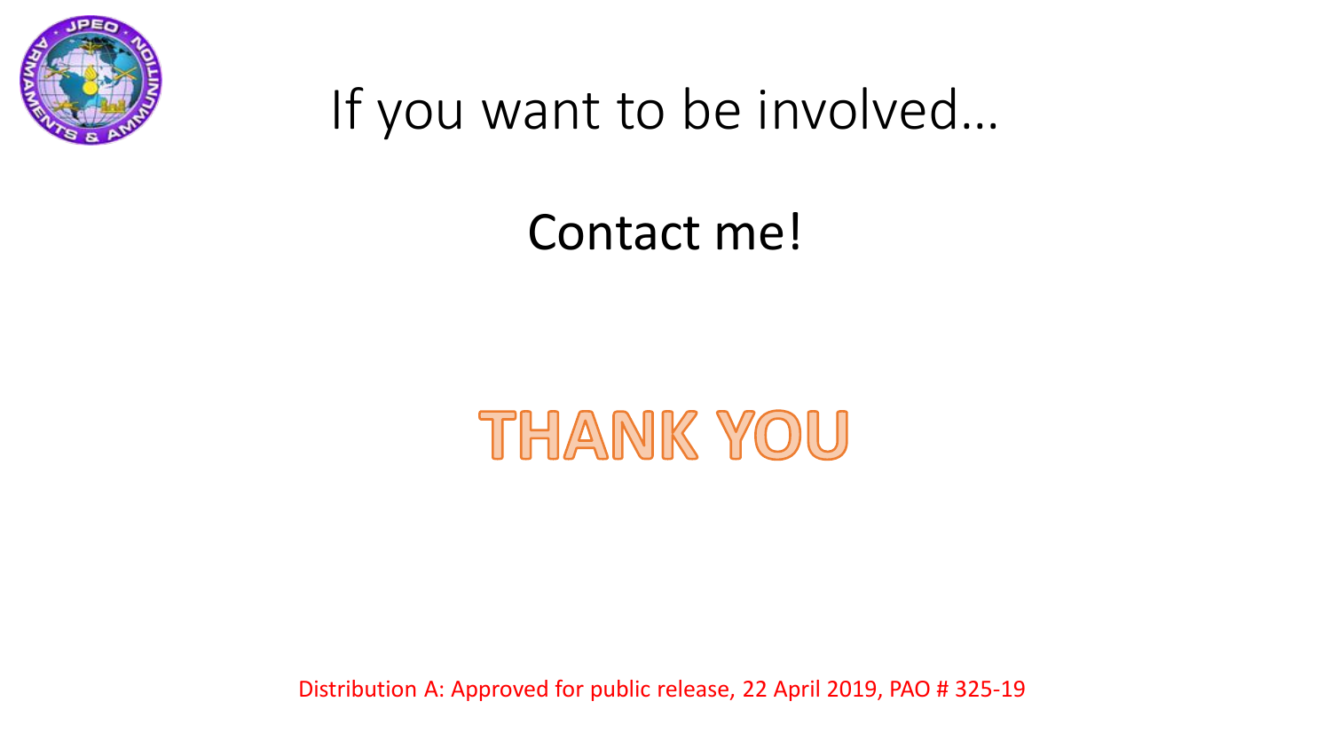# If you want to be involved…

Contact me!

**THANK YOU**

Distribution A: Approved for public release, 22 April 2019, PAO # 325-19